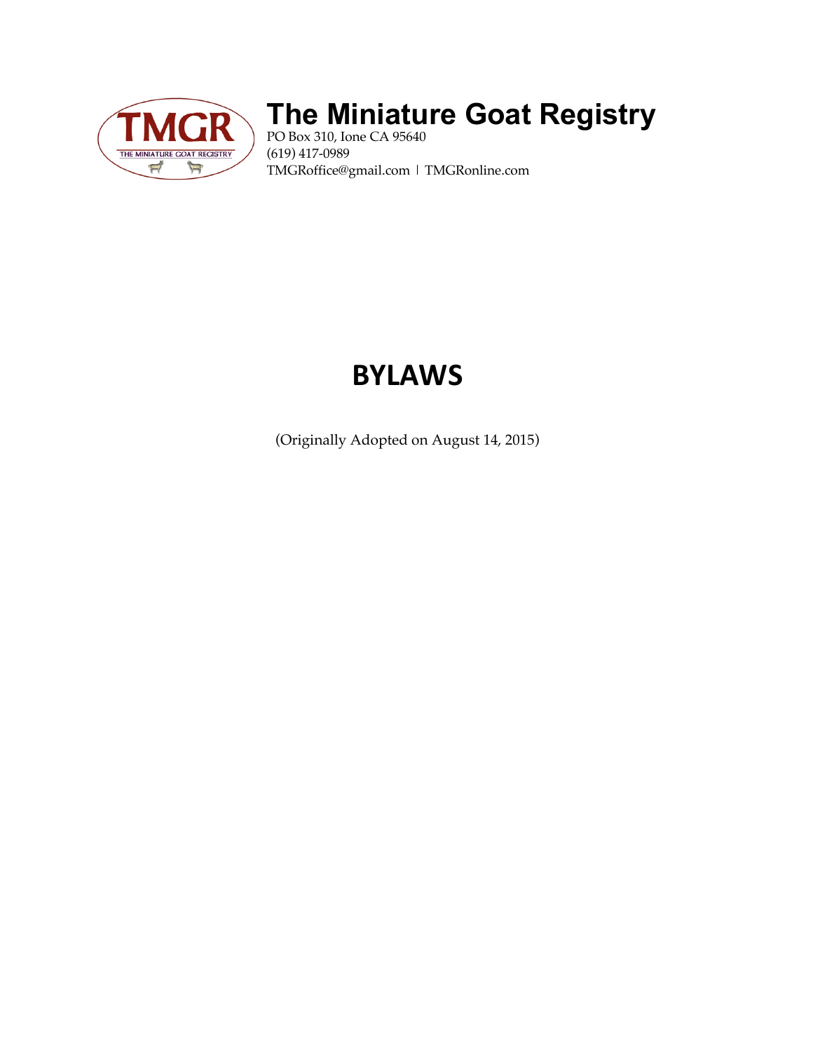# The Miniature Goat Registry

PO Box 310, Ione CA 95640
(619) 417-0989
TMGRoffice@gmail.com | TMGRonline.com

# BYLAWS

(Originally Adopted on August 14, 2015)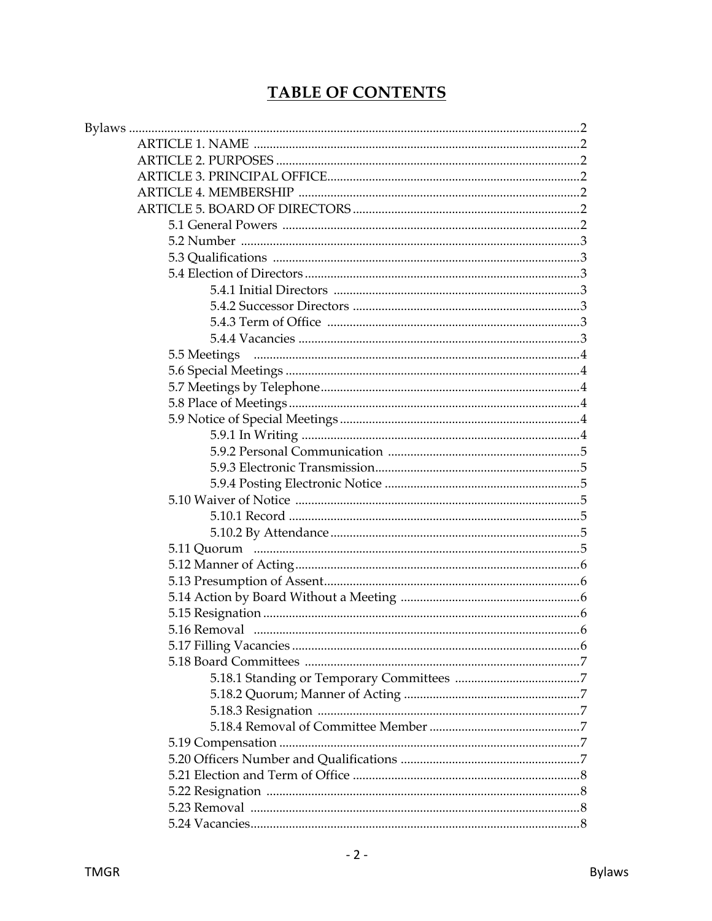# TABLE OF CONTENTS

- Bylaws ..... 2
  - ARTICLE 1. NAME ..... 2
  - ARTICLE 2. PURPOSES ..... 2
  - ARTICLE 3. PRINCIPAL OFFICE ..... 2
  - ARTICLE 4. MEMBERSHIP ..... 2
  - ARTICLE 5. BOARD OF DIRECTORS ..... 2
    - 5.1 General Powers ..... 2
    - 5.2 Number ..... 3
    - 5.3 Qualifications ..... 3
    - 5.4 Election of Directors ..... 3
      - 5.4.1 Initial Directors ..... 3
      - 5.4.2 Successor Directors ..... 3
      - 5.4.3 Term of Office ..... 3
      - 5.4.4 Vacancies ..... 3
    - 5.5 Meetings ..... 4
    - 5.6 Special Meetings ..... 4
    - 5.7 Meetings by Telephone ..... 4
    - 5.8 Place of Meetings ..... 4
    - 5.9 Notice of Special Meetings ..... 4
      - 5.9.1 In Writing ..... 4
      - 5.9.2 Personal Communication ..... 5
      - 5.9.3 Electronic Transmission ..... 5
      - 5.9.4 Posting Electronic Notice ..... 5
    - 5.10 Waiver of Notice ..... 5
      - 5.10.1 Record ..... 5
      - 5.10.2 By Attendance ..... 5
    - 5.11 Quorum ..... 5
    - 5.12 Manner of Acting ..... 6
    - 5.13 Presumption of Assent ..... 6
    - 5.14 Action by Board Without a Meeting ..... 6
    - 5.15 Resignation ..... 6
    - 5.16 Removal ..... 6
    - 5.17 Filling Vacancies ..... 6
    - 5.18 Board Committees ..... 7
      - 5.18.1 Standing or Temporary Committees ..... 7
      - 5.18.2 Quorum; Manner of Acting ..... 7
      - 5.18.3 Resignation ..... 7
      - 5.18.4 Removal of Committee Member ..... 7
    - 5.19 Compensation ..... 7
    - 5.20 Officers Number and Qualifications ..... 7
    - 5.21 Election and Term of Office ..... 8
    - 5.22 Resignation ..... 8
    - 5.23 Removal ..... 8
    - 5.24 Vacancies ..... 8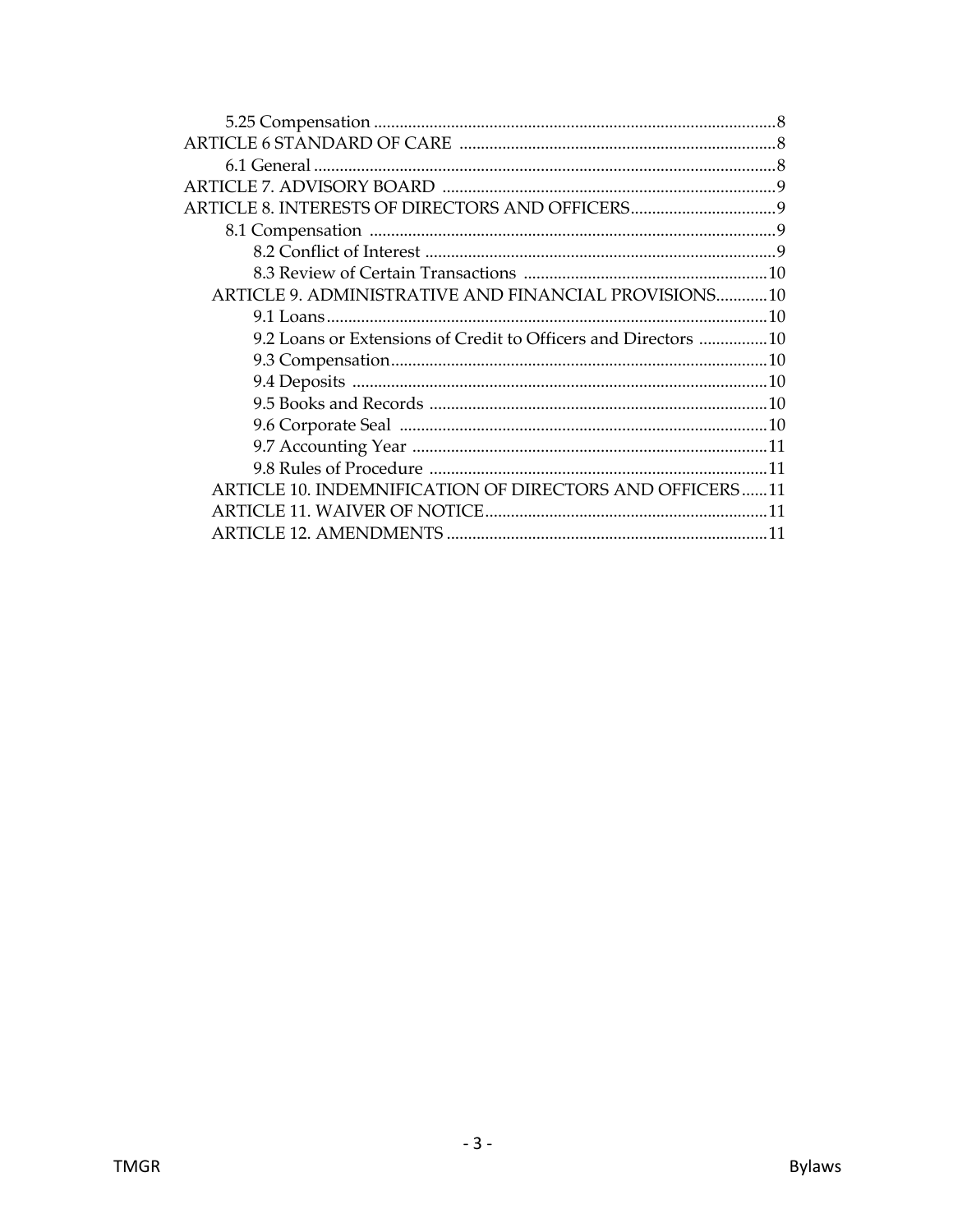5.25 Compensation ............................................................................................. 8

ARTICLE 6 STANDARD OF CARE ......................................................................... 8

6.1 General ............................................................................................................ 8

ARTICLE 7. ADVISORY BOARD ............................................................................ 9

ARTICLE 8. INTERESTS OF DIRECTORS AND OFFICERS ................................. 9

8.1 Compensation ................................................................................................ 9

8.2 Conflict of Interest ....................................................................................... 9

8.3 Review of Certain Transactions ................................................................ 10

ARTICLE 9. ADMINISTRATIVE AND FINANCIAL PROVISIONS ............ 10

9.1 Loans ............................................................................................................. 10

9.2 Loans or Extensions of Credit to Officers and Directors ................ 10

9.3 Compensation ............................................................................................. 10

9.4 Deposits ........................................................................................................ 10

9.5 Books and Records ..................................................................................... 10

9.6 Corporate Seal ............................................................................................ 10

9.7 Accounting Year ......................................................................................... 11

9.8 Rules of Procedure .................................................................................... 11

ARTICLE 10. INDEMNIFICATION OF DIRECTORS AND OFFICERS ...... 11

ARTICLE 11. WAIVER OF NOTICE ................................................................. 11

ARTICLE 12. AMENDMENTS ........................................................................... 11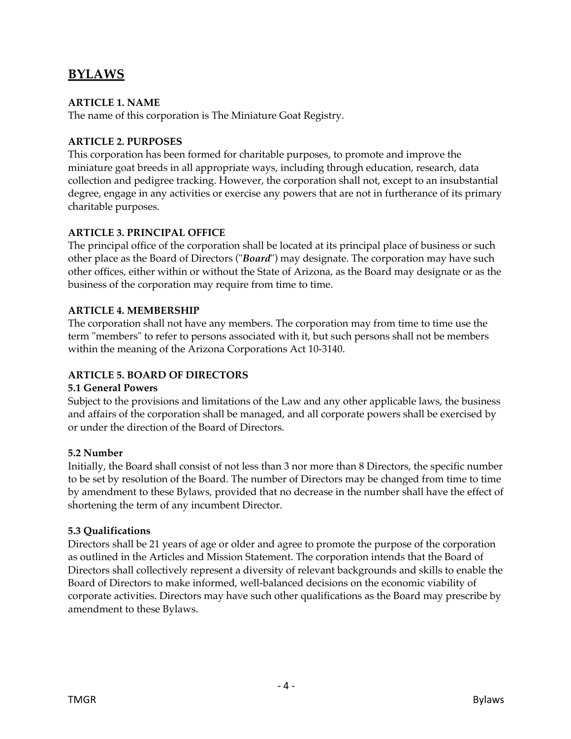# BYLAWS

## ARTICLE 1. NAME

The name of this corporation is The Miniature Goat Registry.

## ARTICLE 2. PURPOSES

This corporation has been formed for charitable purposes, to promote and improve the miniature goat breeds in all appropriate ways, including through education, research, data collection and pedigree tracking. However, the corporation shall not, except to an insubstantial degree, engage in any activities or exercise any powers that are not in furtherance of its primary charitable purposes.

## ARTICLE 3. PRINCIPAL OFFICE

The principal office of the corporation shall be located at its principal place of business or such other place as the Board of Directors ("***Board***") may designate. The corporation may have such other offices, either within or without the State of Arizona, as the Board may designate or as the business of the corporation may require from time to time.

## ARTICLE 4. MEMBERSHIP

The corporation shall not have any members. The corporation may from time to time use the term "members" to refer to persons associated with it, but such persons shall not be members within the meaning of the Arizona Corporations Act 10-3140.

## ARTICLE 5. BOARD OF DIRECTORS

### 5.1 General Powers

Subject to the provisions and limitations of the Law and any other applicable laws, the business and affairs of the corporation shall be managed, and all corporate powers shall be exercised by or under the direction of the Board of Directors.

### 5.2 Number

Initially, the Board shall consist of not less than 3 nor more than 8 Directors, the specific number to be set by resolution of the Board. The number of Directors may be changed from time to time by amendment to these Bylaws, provided that no decrease in the number shall have the effect of shortening the term of any incumbent Director.

### 5.3 Qualifications

Directors shall be 21 years of age or older and agree to promote the purpose of the corporation as outlined in the Articles and Mission Statement. The corporation intends that the Board of Directors shall collectively represent a diversity of relevant backgrounds and skills to enable the Board of Directors to make informed, well-balanced decisions on the economic viability of corporate activities. Directors may have such other qualifications as the Board may prescribe by amendment to these Bylaws.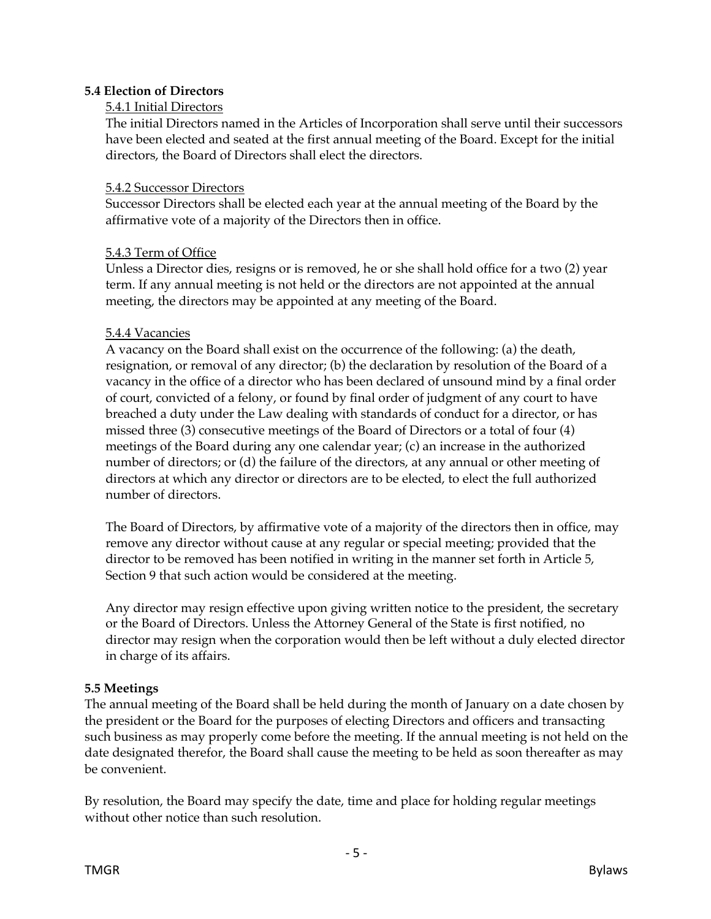**5.4 Election of Directors**

5.4.1 Initial Directors

The initial Directors named in the Articles of Incorporation shall serve until their successors have been elected and seated at the first annual meeting of the Board. Except for the initial directors, the Board of Directors shall elect the directors.

5.4.2 Successor Directors

Successor Directors shall be elected each year at the annual meeting of the Board by the affirmative vote of a majority of the Directors then in office.

5.4.3 Term of Office

Unless a Director dies, resigns or is removed, he or she shall hold office for a two (2) year term. If any annual meeting is not held or the directors are not appointed at the annual meeting, the directors may be appointed at any meeting of the Board.

5.4.4 Vacancies

A vacancy on the Board shall exist on the occurrence of the following: (a) the death, resignation, or removal of any director; (b) the declaration by resolution of the Board of a vacancy in the office of a director who has been declared of unsound mind by a final order of court, convicted of a felony, or found by final order of judgment of any court to have breached a duty under the Law dealing with standards of conduct for a director, or has missed three (3) consecutive meetings of the Board of Directors or a total of four (4) meetings of the Board during any one calendar year; (c) an increase in the authorized number of directors; or (d) the failure of the directors, at any annual or other meeting of directors at which any director or directors are to be elected, to elect the full authorized number of directors.

The Board of Directors, by affirmative vote of a majority of the directors then in office, may remove any director without cause at any regular or special meeting; provided that the director to be removed has been notified in writing in the manner set forth in Article 5, Section 9 that such action would be considered at the meeting.

Any director may resign effective upon giving written notice to the president, the secretary or the Board of Directors. Unless the Attorney General of the State is first notified, no director may resign when the corporation would then be left without a duly elected director in charge of its affairs.

**5.5 Meetings**

The annual meeting of the Board shall be held during the month of January on a date chosen by the president or the Board for the purposes of electing Directors and officers and transacting such business as may properly come before the meeting. If the annual meeting is not held on the date designated therefor, the Board shall cause the meeting to be held as soon thereafter as may be convenient.

By resolution, the Board may specify the date, time and place for holding regular meetings without other notice than such resolution.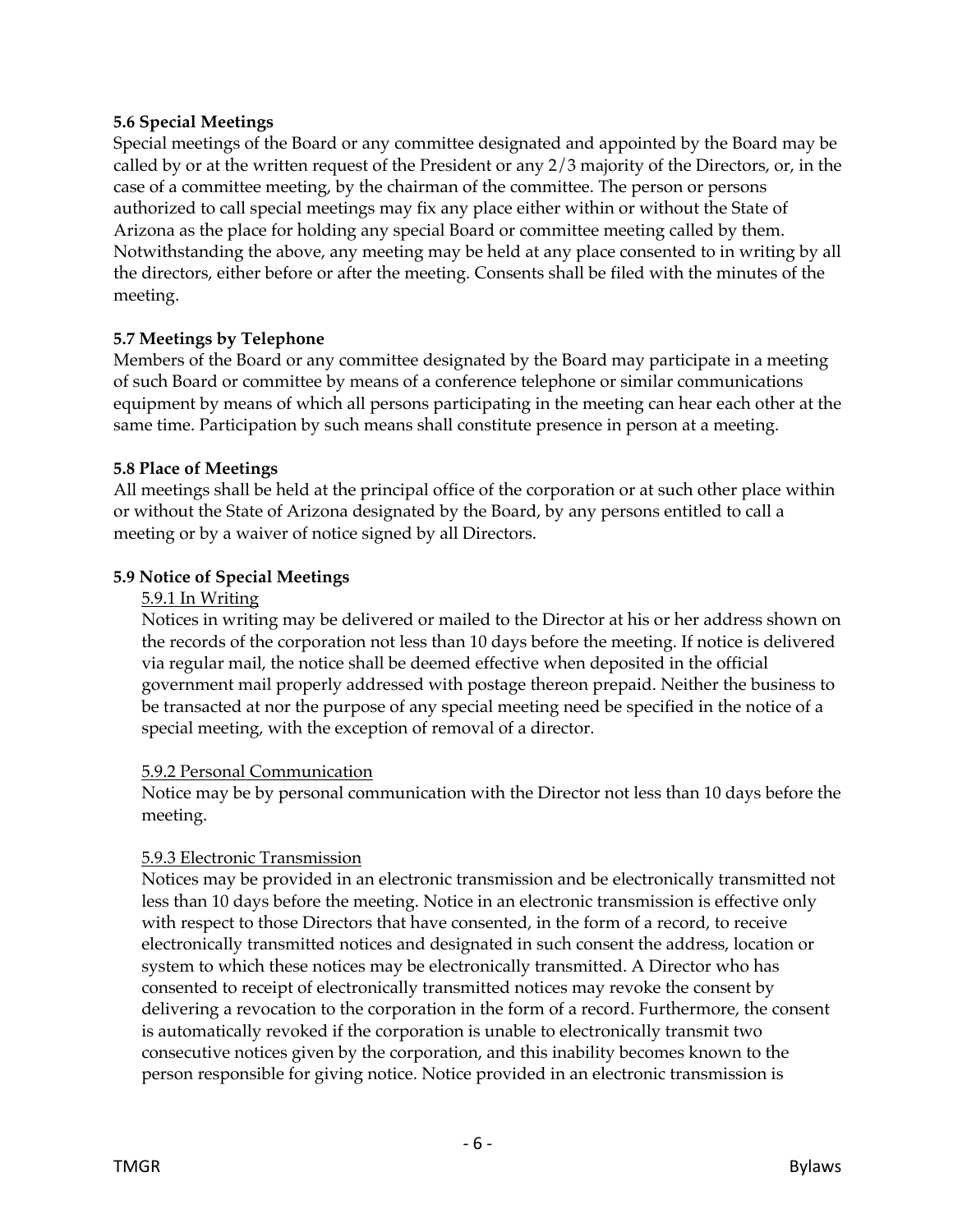**5.6 Special Meetings**

Special meetings of the Board or any committee designated and appointed by the Board may be called by or at the written request of the President or any 2/3 majority of the Directors, or, in the case of a committee meeting, by the chairman of the committee. The person or persons authorized to call special meetings may fix any place either within or without the State of Arizona as the place for holding any special Board or committee meeting called by them. Notwithstanding the above, any meeting may be held at any place consented to in writing by all the directors, either before or after the meeting. Consents shall be filed with the minutes of the meeting.

**5.7 Meetings by Telephone**

Members of the Board or any committee designated by the Board may participate in a meeting of such Board or committee by means of a conference telephone or similar communications equipment by means of which all persons participating in the meeting can hear each other at the same time. Participation by such means shall constitute presence in person at a meeting.

**5.8 Place of Meetings**

All meetings shall be held at the principal office of the corporation or at such other place within or without the State of Arizona designated by the Board, by any persons entitled to call a meeting or by a waiver of notice signed by all Directors.

**5.9 Notice of Special Meetings**

5.9.1 In Writing

Notices in writing may be delivered or mailed to the Director at his or her address shown on the records of the corporation not less than 10 days before the meeting. If notice is delivered via regular mail, the notice shall be deemed effective when deposited in the official government mail properly addressed with postage thereon prepaid. Neither the business to be transacted at nor the purpose of any special meeting need be specified in the notice of a special meeting, with the exception of removal of a director.

5.9.2 Personal Communication

Notice may be by personal communication with the Director not less than 10 days before the meeting.

5.9.3 Electronic Transmission

Notices may be provided in an electronic transmission and be electronically transmitted not less than 10 days before the meeting. Notice in an electronic transmission is effective only with respect to those Directors that have consented, in the form of a record, to receive electronically transmitted notices and designated in such consent the address, location or system to which these notices may be electronically transmitted. A Director who has consented to receipt of electronically transmitted notices may revoke the consent by delivering a revocation to the corporation in the form of a record. Furthermore, the consent is automatically revoked if the corporation is unable to electronically transmit two consecutive notices given by the corporation, and this inability becomes known to the person responsible for giving notice. Notice provided in an electronic transmission is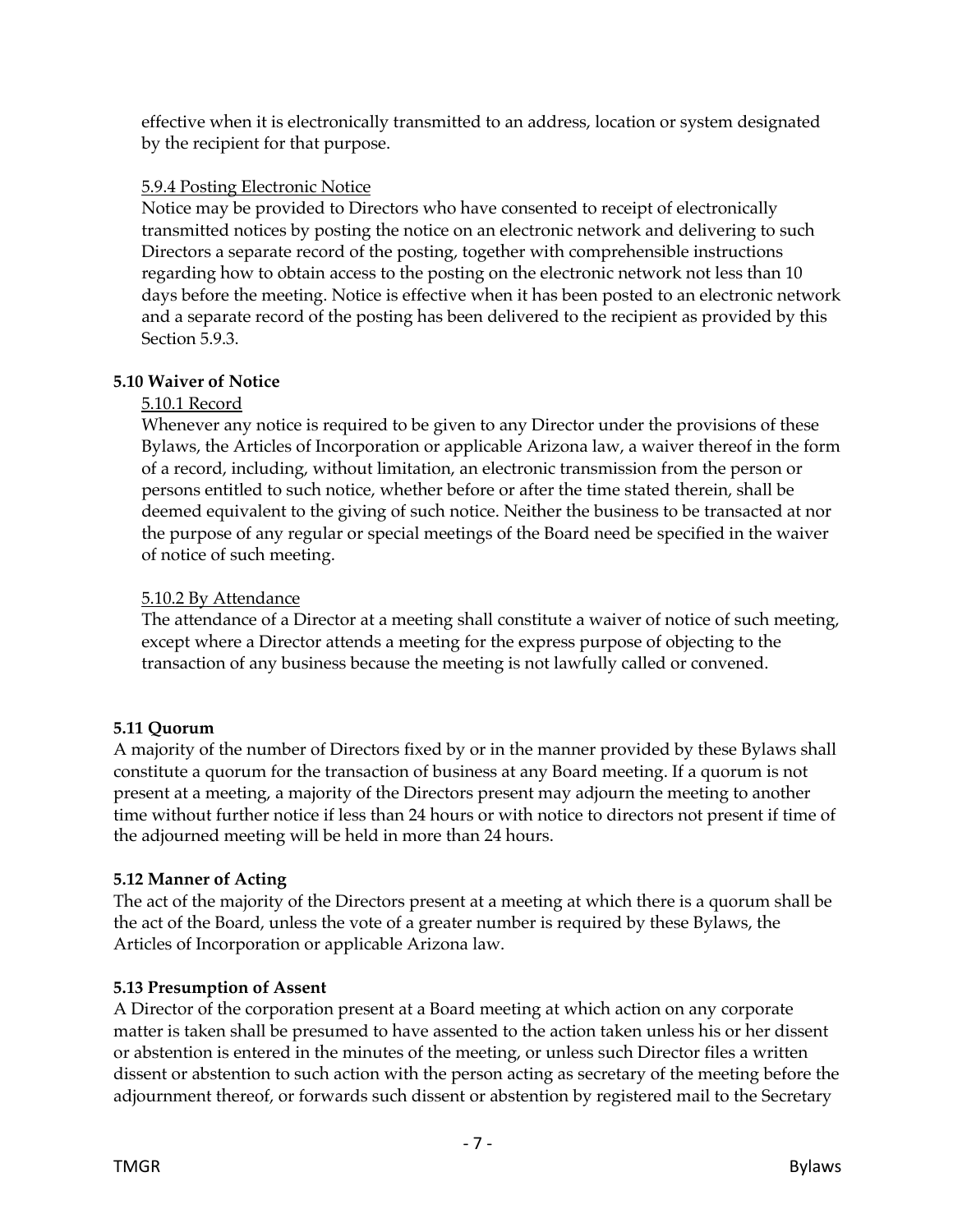effective when it is electronically transmitted to an address, location or system designated by the recipient for that purpose.

5.9.4 Posting Electronic Notice

Notice may be provided to Directors who have consented to receipt of electronically transmitted notices by posting the notice on an electronic network and delivering to such Directors a separate record of the posting, together with comprehensible instructions regarding how to obtain access to the posting on the electronic network not less than 10 days before the meeting. Notice is effective when it has been posted to an electronic network and a separate record of the posting has been delivered to the recipient as provided by this Section 5.9.3.

**5.10 Waiver of Notice**

5.10.1 Record

Whenever any notice is required to be given to any Director under the provisions of these Bylaws, the Articles of Incorporation or applicable Arizona law, a waiver thereof in the form of a record, including, without limitation, an electronic transmission from the person or persons entitled to such notice, whether before or after the time stated therein, shall be deemed equivalent to the giving of such notice. Neither the business to be transacted at nor the purpose of any regular or special meetings of the Board need be specified in the waiver of notice of such meeting.

5.10.2 By Attendance

The attendance of a Director at a meeting shall constitute a waiver of notice of such meeting, except where a Director attends a meeting for the express purpose of objecting to the transaction of any business because the meeting is not lawfully called or convened.

**5.11 Quorum**

A majority of the number of Directors fixed by or in the manner provided by these Bylaws shall constitute a quorum for the transaction of business at any Board meeting. If a quorum is not present at a meeting, a majority of the Directors present may adjourn the meeting to another time without further notice if less than 24 hours or with notice to directors not present if time of the adjourned meeting will be held in more than 24 hours.

**5.12 Manner of Acting**

The act of the majority of the Directors present at a meeting at which there is a quorum shall be the act of the Board, unless the vote of a greater number is required by these Bylaws, the Articles of Incorporation or applicable Arizona law.

**5.13 Presumption of Assent**

A Director of the corporation present at a Board meeting at which action on any corporate matter is taken shall be presumed to have assented to the action taken unless his or her dissent or abstention is entered in the minutes of the meeting, or unless such Director files a written dissent or abstention to such action with the person acting as secretary of the meeting before the adjournment thereof, or forwards such dissent or abstention by registered mail to the Secretary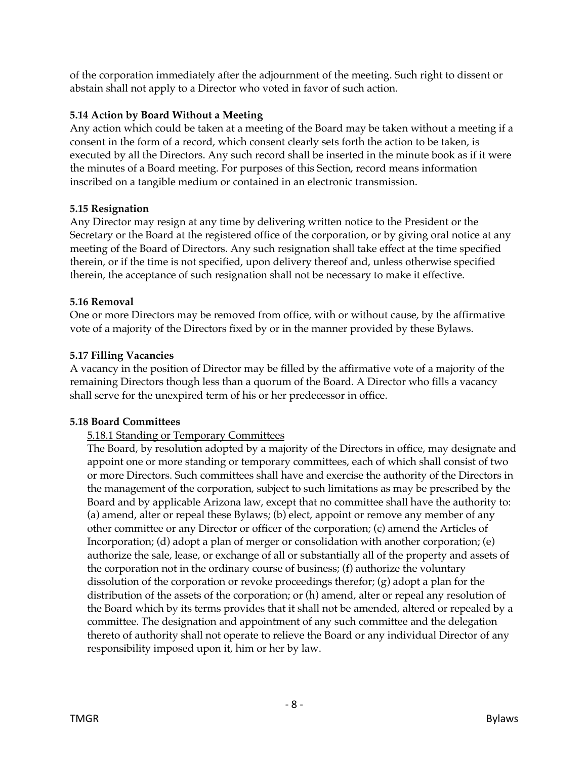of the corporation immediately after the adjournment of the meeting. Such right to dissent or abstain shall not apply to a Director who voted in favor of such action.

**5.14 Action by Board Without a Meeting**

Any action which could be taken at a meeting of the Board may be taken without a meeting if a consent in the form of a record, which consent clearly sets forth the action to be taken, is executed by all the Directors. Any such record shall be inserted in the minute book as if it were the minutes of a Board meeting. For purposes of this Section, record means information inscribed on a tangible medium or contained in an electronic transmission.

**5.15 Resignation**

Any Director may resign at any time by delivering written notice to the President or the Secretary or the Board at the registered office of the corporation, or by giving oral notice at any meeting of the Board of Directors. Any such resignation shall take effect at the time specified therein, or if the time is not specified, upon delivery thereof and, unless otherwise specified therein, the acceptance of such resignation shall not be necessary to make it effective.

**5.16 Removal**

One or more Directors may be removed from office, with or without cause, by the affirmative vote of a majority of the Directors fixed by or in the manner provided by these Bylaws.

**5.17 Filling Vacancies**

A vacancy in the position of Director may be filled by the affirmative vote of a majority of the remaining Directors though less than a quorum of the Board. A Director who fills a vacancy shall serve for the unexpired term of his or her predecessor in office.

**5.18 Board Committees**

5.18.1 Standing or Temporary Committees

The Board, by resolution adopted by a majority of the Directors in office, may designate and appoint one or more standing or temporary committees, each of which shall consist of two or more Directors. Such committees shall have and exercise the authority of the Directors in the management of the corporation, subject to such limitations as may be prescribed by the Board and by applicable Arizona law, except that no committee shall have the authority to: (a) amend, alter or repeal these Bylaws; (b) elect, appoint or remove any member of any other committee or any Director or officer of the corporation; (c) amend the Articles of Incorporation; (d) adopt a plan of merger or consolidation with another corporation; (e) authorize the sale, lease, or exchange of all or substantially all of the property and assets of the corporation not in the ordinary course of business; (f) authorize the voluntary dissolution of the corporation or revoke proceedings therefor; (g) adopt a plan for the distribution of the assets of the corporation; or (h) amend, alter or repeal any resolution of the Board which by its terms provides that it shall not be amended, altered or repealed by a committee. The designation and appointment of any such committee and the delegation thereto of authority shall not operate to relieve the Board or any individual Director of any responsibility imposed upon it, him or her by law.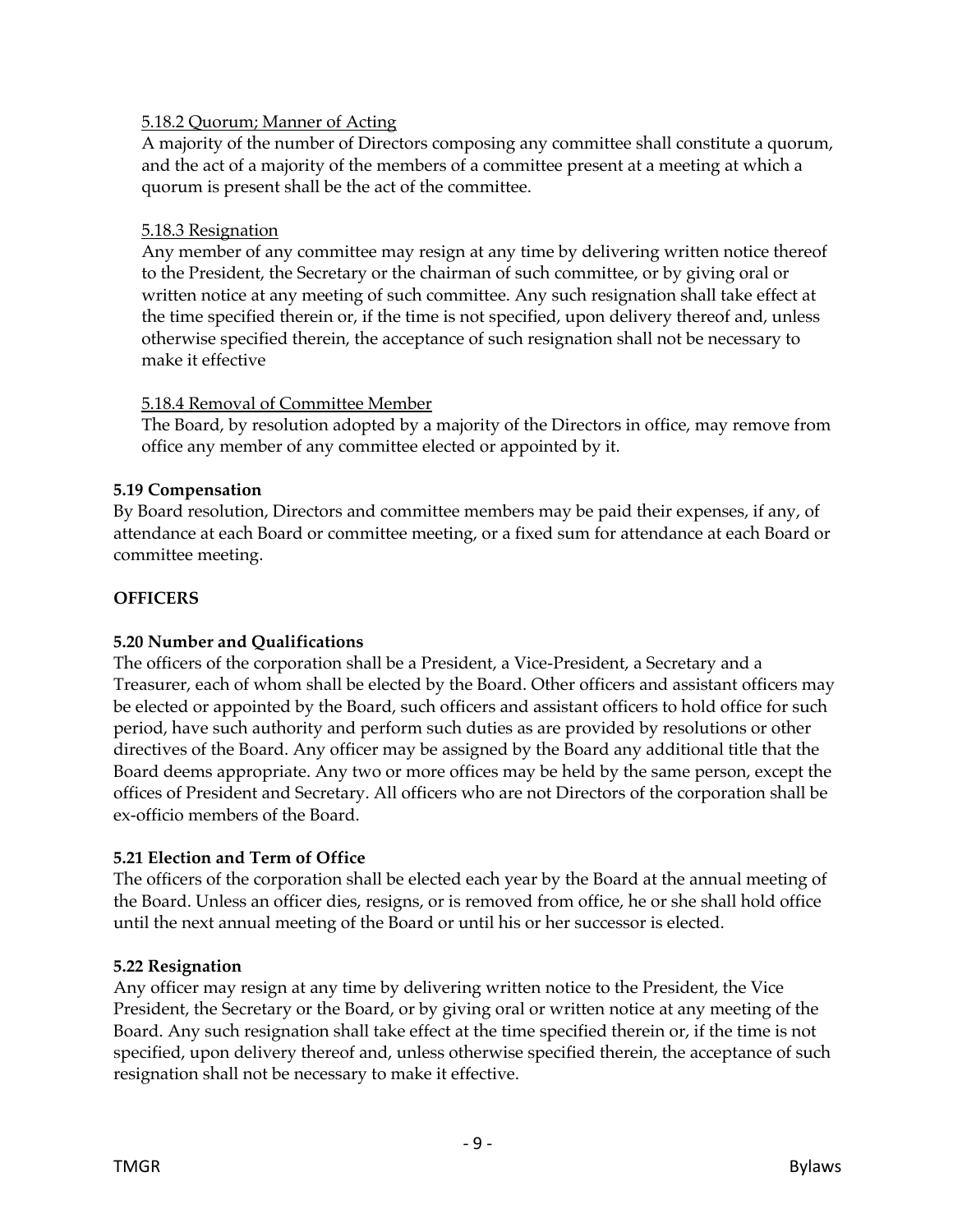5.18.2 Quorum; Manner of Acting

A majority of the number of Directors composing any committee shall constitute a quorum, and the act of a majority of the members of a committee present at a meeting at which a quorum is present shall be the act of the committee.

5.18.3 Resignation

Any member of any committee may resign at any time by delivering written notice thereof to the President, the Secretary or the chairman of such committee, or by giving oral or written notice at any meeting of such committee. Any such resignation shall take effect at the time specified therein or, if the time is not specified, upon delivery thereof and, unless otherwise specified therein, the acceptance of such resignation shall not be necessary to make it effective

5.18.4 Removal of Committee Member

The Board, by resolution adopted by a majority of the Directors in office, may remove from office any member of any committee elected or appointed by it.

**5.19 Compensation**

By Board resolution, Directors and committee members may be paid their expenses, if any, of attendance at each Board or committee meeting, or a fixed sum for attendance at each Board or committee meeting.

**OFFICERS**

**5.20 Number and Qualifications**

The officers of the corporation shall be a President, a Vice-President, a Secretary and a Treasurer, each of whom shall be elected by the Board. Other officers and assistant officers may be elected or appointed by the Board, such officers and assistant officers to hold office for such period, have such authority and perform such duties as are provided by resolutions or other directives of the Board. Any officer may be assigned by the Board any additional title that the Board deems appropriate. Any two or more offices may be held by the same person, except the offices of President and Secretary. All officers who are not Directors of the corporation shall be ex-officio members of the Board.

**5.21 Election and Term of Office**

The officers of the corporation shall be elected each year by the Board at the annual meeting of the Board. Unless an officer dies, resigns, or is removed from office, he or she shall hold office until the next annual meeting of the Board or until his or her successor is elected.

**5.22 Resignation**

Any officer may resign at any time by delivering written notice to the President, the Vice President, the Secretary or the Board, or by giving oral or written notice at any meeting of the Board. Any such resignation shall take effect at the time specified therein or, if the time is not specified, upon delivery thereof and, unless otherwise specified therein, the acceptance of such resignation shall not be necessary to make it effective.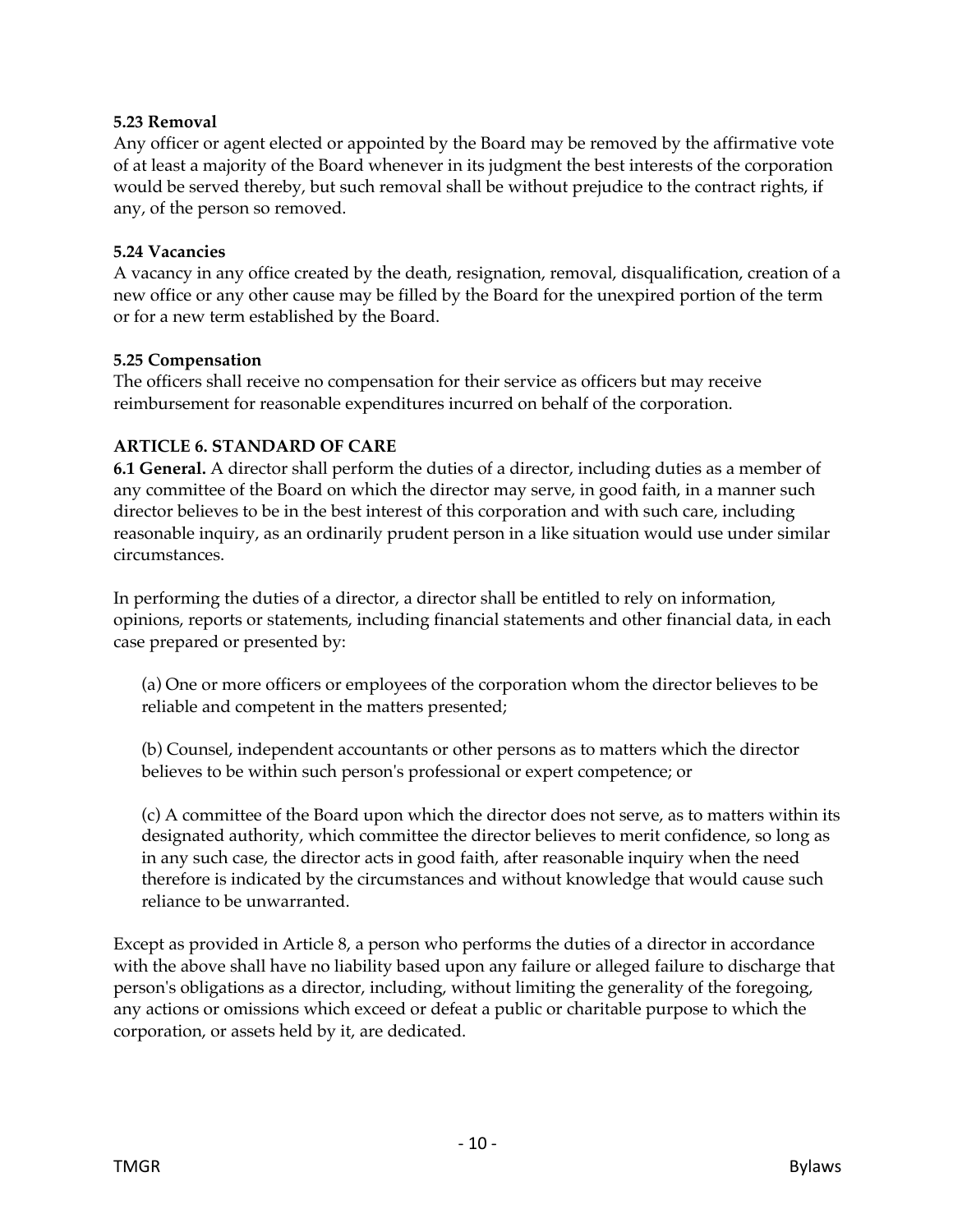**5.23 Removal**
Any officer or agent elected or appointed by the Board may be removed by the affirmative vote of at least a majority of the Board whenever in its judgment the best interests of the corporation would be served thereby, but such removal shall be without prejudice to the contract rights, if any, of the person so removed.

**5.24 Vacancies**
A vacancy in any office created by the death, resignation, removal, disqualification, creation of a new office or any other cause may be filled by the Board for the unexpired portion of the term or for a new term established by the Board.

**5.25 Compensation**
The officers shall receive no compensation for their service as officers but may receive reimbursement for reasonable expenditures incurred on behalf of the corporation.

**ARTICLE 6. STANDARD OF CARE**
**6.1 General.** A director shall perform the duties of a director, including duties as a member of any committee of the Board on which the director may serve, in good faith, in a manner such director believes to be in the best interest of this corporation and with such care, including reasonable inquiry, as an ordinarily prudent person in a like situation would use under similar circumstances.

In performing the duties of a director, a director shall be entitled to rely on information, opinions, reports or statements, including financial statements and other financial data, in each case prepared or presented by:

(a) One or more officers or employees of the corporation whom the director believes to be reliable and competent in the matters presented;

(b) Counsel, independent accountants or other persons as to matters which the director believes to be within such person's professional or expert competence; or

(c) A committee of the Board upon which the director does not serve, as to matters within its designated authority, which committee the director believes to merit confidence, so long as in any such case, the director acts in good faith, after reasonable inquiry when the need therefore is indicated by the circumstances and without knowledge that would cause such reliance to be unwarranted.

Except as provided in Article 8, a person who performs the duties of a director in accordance with the above shall have no liability based upon any failure or alleged failure to discharge that person's obligations as a director, including, without limiting the generality of the foregoing, any actions or omissions which exceed or defeat a public or charitable purpose to which the corporation, or assets held by it, are dedicated.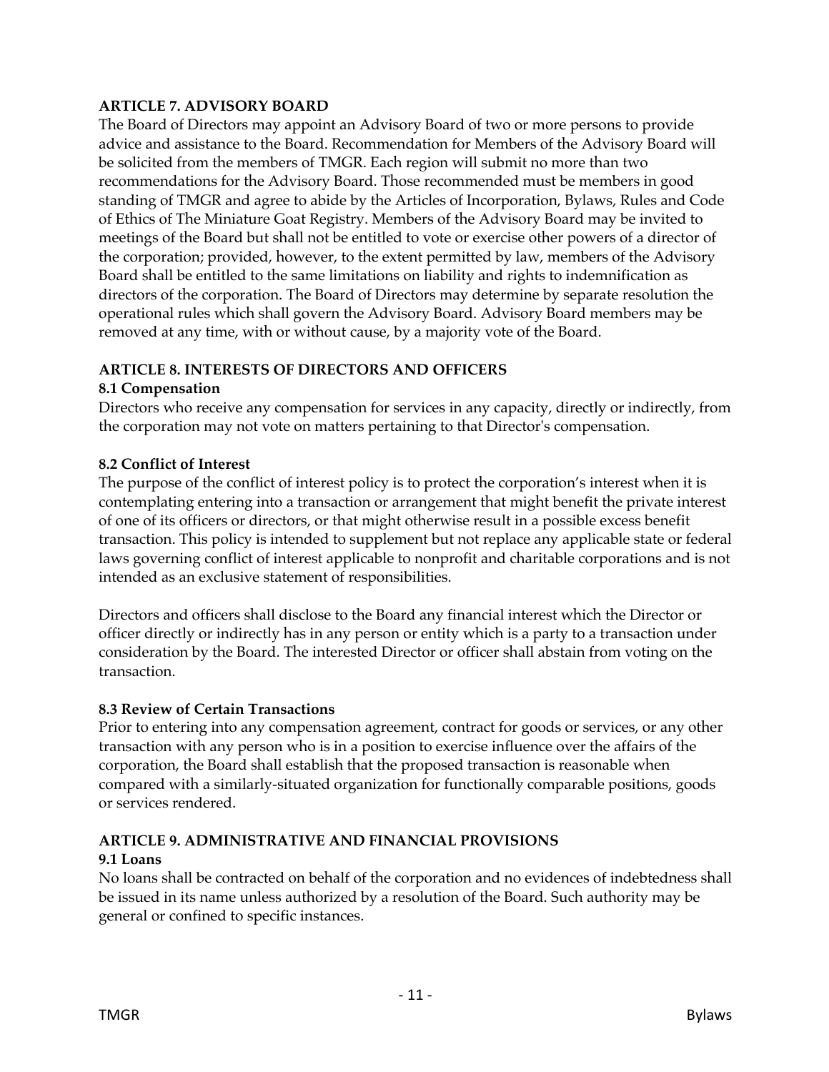## ARTICLE 7. ADVISORY BOARD

The Board of Directors may appoint an Advisory Board of two or more persons to provide advice and assistance to the Board. Recommendation for Members of the Advisory Board will be solicited from the members of TMGR. Each region will submit no more than two recommendations for the Advisory Board. Those recommended must be members in good standing of TMGR and agree to abide by the Articles of Incorporation, Bylaws, Rules and Code of Ethics of The Miniature Goat Registry. Members of the Advisory Board may be invited to meetings of the Board but shall not be entitled to vote or exercise other powers of a director of the corporation; provided, however, to the extent permitted by law, members of the Advisory Board shall be entitled to the same limitations on liability and rights to indemnification as directors of the corporation. The Board of Directors may determine by separate resolution the operational rules which shall govern the Advisory Board. Advisory Board members may be removed at any time, with or without cause, by a majority vote of the Board.

## ARTICLE 8. INTERESTS OF DIRECTORS AND OFFICERS

### 8.1 Compensation

Directors who receive any compensation for services in any capacity, directly or indirectly, from the corporation may not vote on matters pertaining to that Director's compensation.

### 8.2 Conflict of Interest

The purpose of the conflict of interest policy is to protect the corporation's interest when it is contemplating entering into a transaction or arrangement that might benefit the private interest of one of its officers or directors, or that might otherwise result in a possible excess benefit transaction. This policy is intended to supplement but not replace any applicable state or federal laws governing conflict of interest applicable to nonprofit and charitable corporations and is not intended as an exclusive statement of responsibilities.

Directors and officers shall disclose to the Board any financial interest which the Director or officer directly or indirectly has in any person or entity which is a party to a transaction under consideration by the Board. The interested Director or officer shall abstain from voting on the transaction.

### 8.3 Review of Certain Transactions

Prior to entering into any compensation agreement, contract for goods or services, or any other transaction with any person who is in a position to exercise influence over the affairs of the corporation, the Board shall establish that the proposed transaction is reasonable when compared with a similarly-situated organization for functionally comparable positions, goods or services rendered.

## ARTICLE 9. ADMINISTRATIVE AND FINANCIAL PROVISIONS

### 9.1 Loans

No loans shall be contracted on behalf of the corporation and no evidences of indebtedness shall be issued in its name unless authorized by a resolution of the Board. Such authority may be general or confined to specific instances.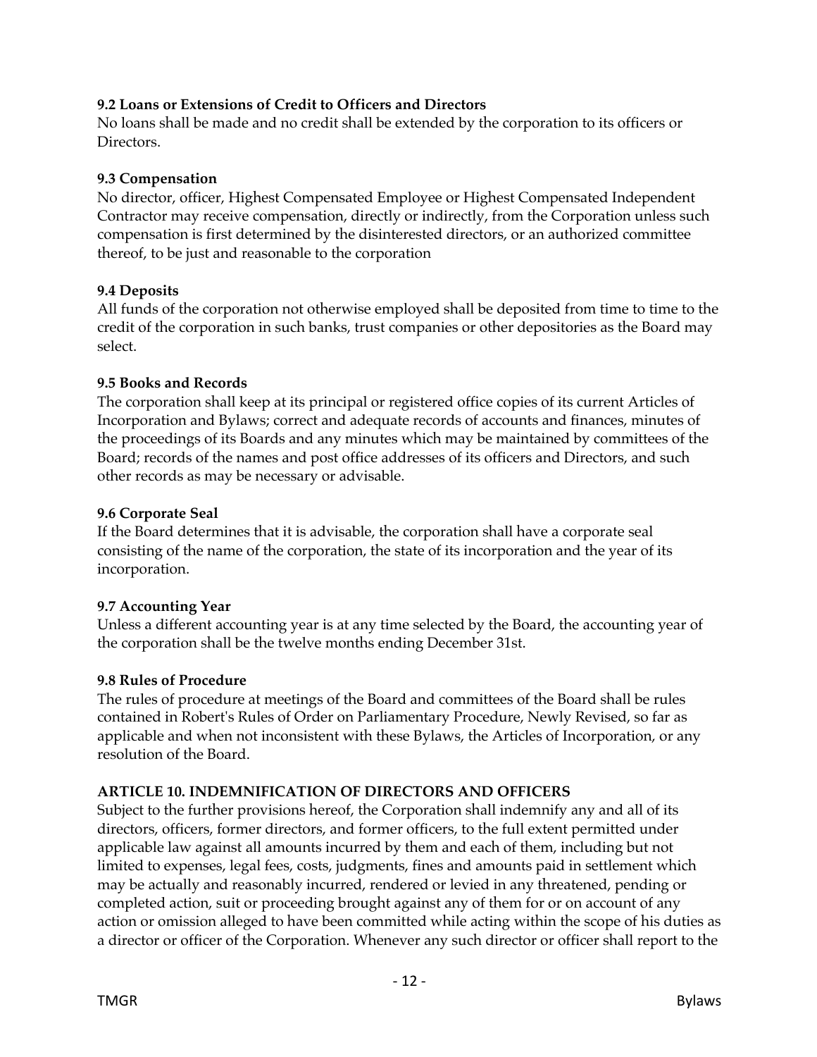**9.2 Loans or Extensions of Credit to Officers and Directors**
No loans shall be made and no credit shall be extended by the corporation to its officers or Directors.

**9.3 Compensation**
No director, officer, Highest Compensated Employee or Highest Compensated Independent Contractor may receive compensation, directly or indirectly, from the Corporation unless such compensation is first determined by the disinterested directors, or an authorized committee thereof, to be just and reasonable to the corporation

**9.4 Deposits**
All funds of the corporation not otherwise employed shall be deposited from time to time to the credit of the corporation in such banks, trust companies or other depositories as the Board may select.

**9.5 Books and Records**
The corporation shall keep at its principal or registered office copies of its current Articles of Incorporation and Bylaws; correct and adequate records of accounts and finances, minutes of the proceedings of its Boards and any minutes which may be maintained by committees of the Board; records of the names and post office addresses of its officers and Directors, and such other records as may be necessary or advisable.

**9.6 Corporate Seal**
If the Board determines that it is advisable, the corporation shall have a corporate seal consisting of the name of the corporation, the state of its incorporation and the year of its incorporation.

**9.7 Accounting Year**
Unless a different accounting year is at any time selected by the Board, the accounting year of the corporation shall be the twelve months ending December 31st.

**9.8 Rules of Procedure**
The rules of procedure at meetings of the Board and committees of the Board shall be rules contained in Robert's Rules of Order on Parliamentary Procedure, Newly Revised, so far as applicable and when not inconsistent with these Bylaws, the Articles of Incorporation, or any resolution of the Board.

**ARTICLE 10. INDEMNIFICATION OF DIRECTORS AND OFFICERS**
Subject to the further provisions hereof, the Corporation shall indemnify any and all of its directors, officers, former directors, and former officers, to the full extent permitted under applicable law against all amounts incurred by them and each of them, including but not limited to expenses, legal fees, costs, judgments, fines and amounts paid in settlement which may be actually and reasonably incurred, rendered or levied in any threatened, pending or completed action, suit or proceeding brought against any of them for or on account of any action or omission alleged to have been committed while acting within the scope of his duties as a director or officer of the Corporation. Whenever any such director or officer shall report to the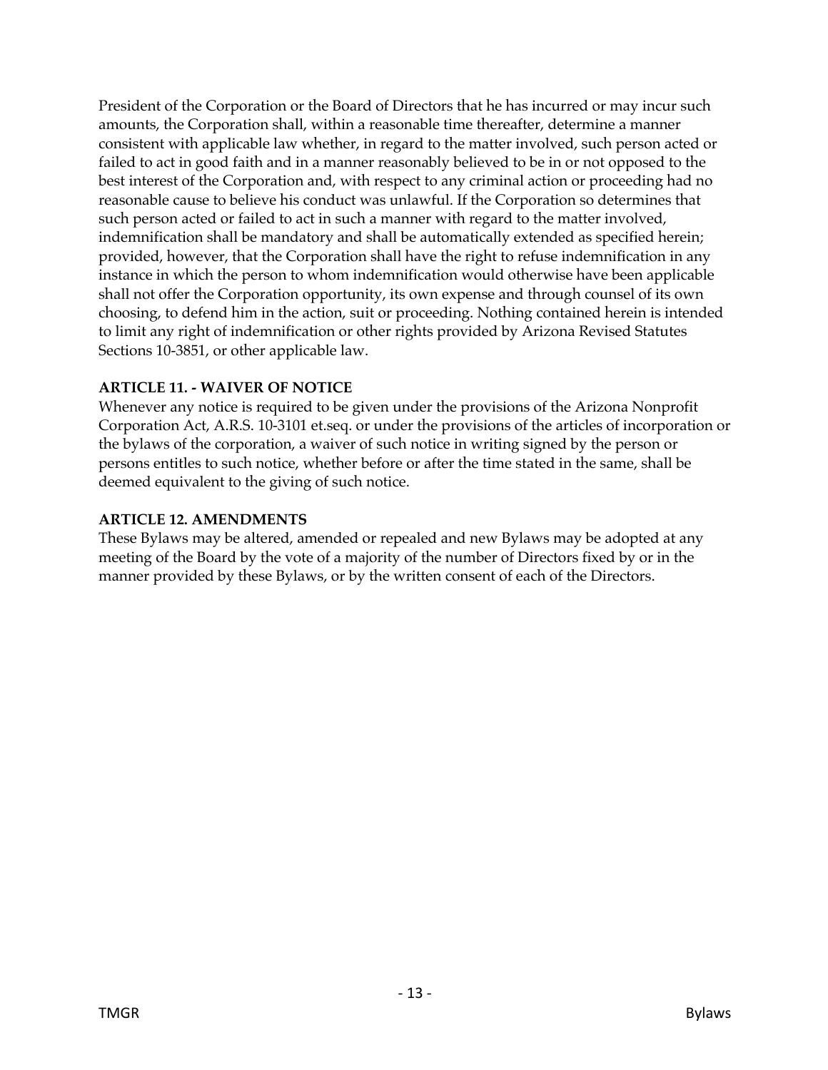President of the Corporation or the Board of Directors that he has incurred or may incur such amounts, the Corporation shall, within a reasonable time thereafter, determine a manner consistent with applicable law whether, in regard to the matter involved, such person acted or failed to act in good faith and in a manner reasonably believed to be in or not opposed to the best interest of the Corporation and, with respect to any criminal action or proceeding had no reasonable cause to believe his conduct was unlawful. If the Corporation so determines that such person acted or failed to act in such a manner with regard to the matter involved, indemnification shall be mandatory and shall be automatically extended as specified herein; provided, however, that the Corporation shall have the right to refuse indemnification in any instance in which the person to whom indemnification would otherwise have been applicable shall not offer the Corporation opportunity, its own expense and through counsel of its own choosing, to defend him in the action, suit or proceeding. Nothing contained herein is intended to limit any right of indemnification or other rights provided by Arizona Revised Statutes Sections 10-3851, or other applicable law.

**ARTICLE 11. - WAIVER OF NOTICE**

Whenever any notice is required to be given under the provisions of the Arizona Nonprofit Corporation Act, A.R.S. 10-3101 et.seq. or under the provisions of the articles of incorporation or the bylaws of the corporation, a waiver of such notice in writing signed by the person or persons entitles to such notice, whether before or after the time stated in the same, shall be deemed equivalent to the giving of such notice.

**ARTICLE 12. AMENDMENTS**

These Bylaws may be altered, amended or repealed and new Bylaws may be adopted at any meeting of the Board by the vote of a majority of the number of Directors fixed by or in the manner provided by these Bylaws, or by the written consent of each of the Directors.